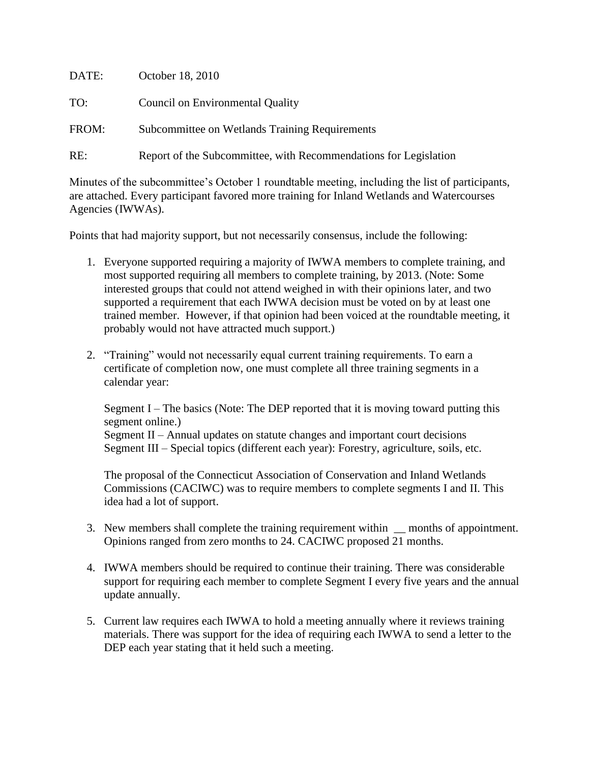DATE: October 18, 2010

TO: Council on Environmental Quality

FROM: Subcommittee on Wetlands Training Requirements

RE: Report of the Subcommittee, with Recommendations for Legislation

Minutes of the subcommittee's October 1 roundtable meeting, including the list of participants, are attached. Every participant favored more training for Inland Wetlands and Watercourses Agencies (IWWAs).

Points that had majority support, but not necessarily consensus, include the following:

1. Everyone supported requiring a majority of IWWA members to complete training, and most supported requiring all members to complete training, by 2013. (Note: Some interested groups that could not attend weighed in with their opinions later, and two supported a requirement that each IWWA decision must be voted on by at least one trained member. However, if that opinion had been voiced at the roundtable meeting, it probably would not have attracted much support.)

2. "Training" would not necessarily equal current training requirements. To earn a certificate of completion now, one must complete all three training segments in a calendar year:

   Segment I – The basics (Note: The DEP reported that it is moving toward putting this segment online.)
   Segment II – Annual updates on statute changes and important court decisions
   Segment III – Special topics (different each year): Forestry, agriculture, soils, etc.

   The proposal of the Connecticut Association of Conservation and Inland Wetlands Commissions (CACIWC) was to require members to complete segments I and II. This idea had a lot of support.

3. New members shall complete the training requirement within __ months of appointment. Opinions ranged from zero months to 24. CACIWC proposed 21 months.

4. IWWA members should be required to continue their training. There was considerable support for requiring each member to complete Segment I every five years and the annual update annually.

5. Current law requires each IWWA to hold a meeting annually where it reviews training materials. There was support for the idea of requiring each IWWA to send a letter to the DEP each year stating that it held such a meeting.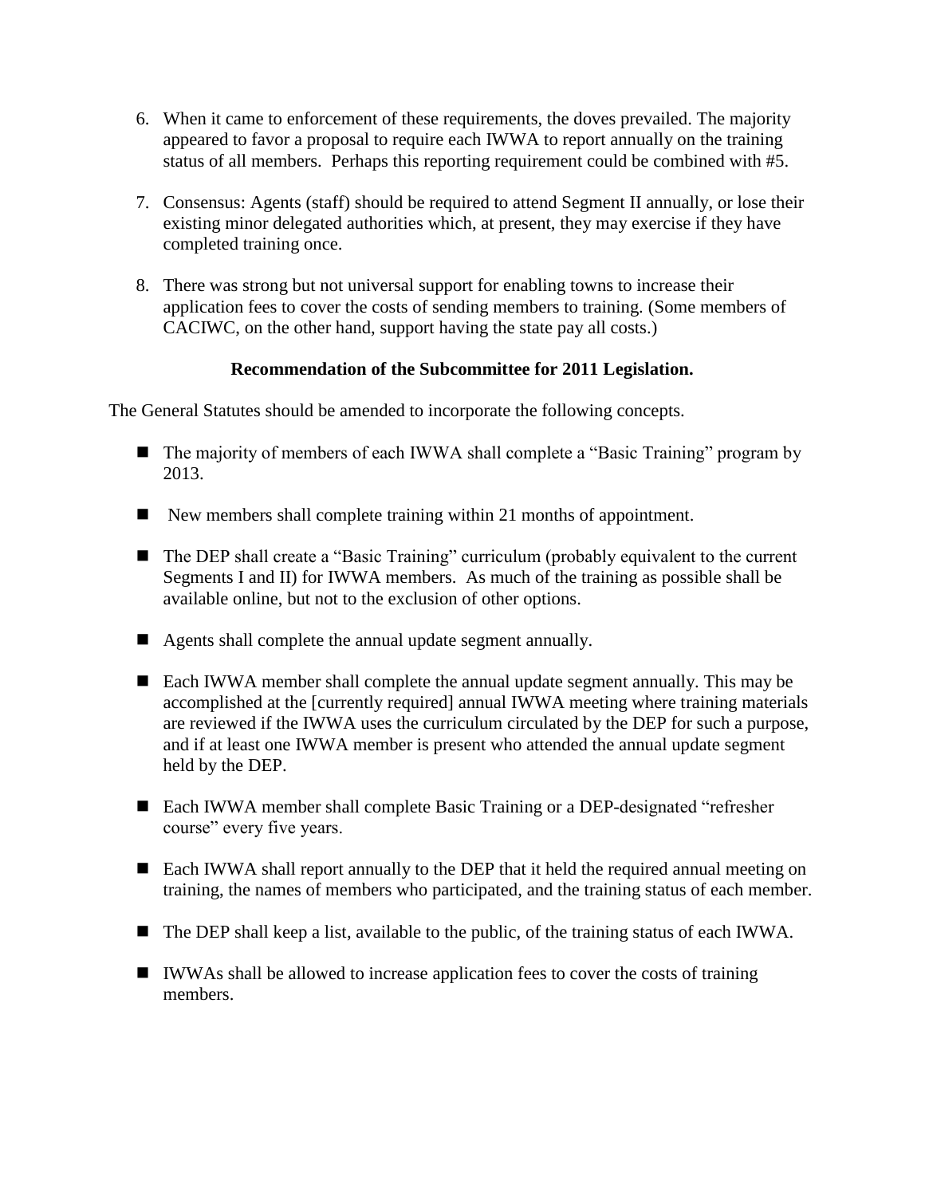6. When it came to enforcement of these requirements, the doves prevailed. The majority appeared to favor a proposal to require each IWWA to report annually on the training status of all members. Perhaps this reporting requirement could be combined with #5.

7. Consensus: Agents (staff) should be required to attend Segment II annually, or lose their existing minor delegated authorities which, at present, they may exercise if they have completed training once.

8. There was strong but not universal support for enabling towns to increase their application fees to cover the costs of sending members to training. (Some members of CACIWC, on the other hand, support having the state pay all costs.)

**Recommendation of the Subcommittee for 2011 Legislation.**

The General Statutes should be amended to incorporate the following concepts.

- The majority of members of each IWWA shall complete a "Basic Training" program by 2013.
- New members shall complete training within 21 months of appointment.
- The DEP shall create a "Basic Training" curriculum (probably equivalent to the current Segments I and II) for IWWA members. As much of the training as possible shall be available online, but not to the exclusion of other options.
- Agents shall complete the annual update segment annually.
- Each IWWA member shall complete the annual update segment annually. This may be accomplished at the [currently required] annual IWWA meeting where training materials are reviewed if the IWWA uses the curriculum circulated by the DEP for such a purpose, and if at least one IWWA member is present who attended the annual update segment held by the DEP.
- Each IWWA member shall complete Basic Training or a DEP-designated "refresher course" every five years.
- Each IWWA shall report annually to the DEP that it held the required annual meeting on training, the names of members who participated, and the training status of each member.
- The DEP shall keep a list, available to the public, of the training status of each IWWA.
- IWWAs shall be allowed to increase application fees to cover the costs of training members.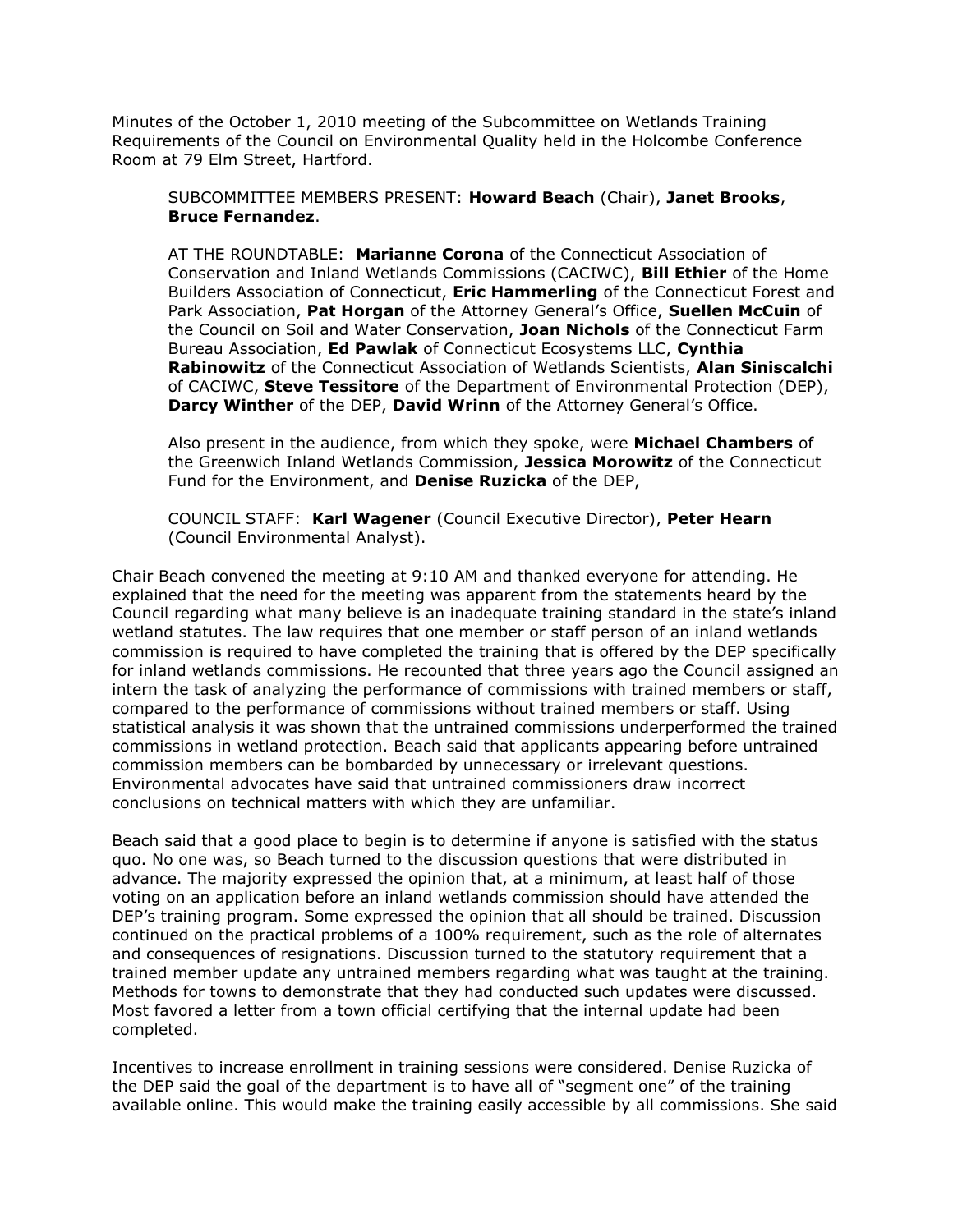Minutes of the October 1, 2010 meeting of the Subcommittee on Wetlands Training Requirements of the Council on Environmental Quality held in the Holcombe Conference Room at 79 Elm Street, Hartford.

SUBCOMMITTEE MEMBERS PRESENT: **Howard Beach** (Chair), **Janet Brooks**, **Bruce Fernandez**.

AT THE ROUNDTABLE: **Marianne Corona** of the Connecticut Association of Conservation and Inland Wetlands Commissions (CACIWC), **Bill Ethier** of the Home Builders Association of Connecticut, **Eric Hammerling** of the Connecticut Forest and Park Association, **Pat Horgan** of the Attorney General's Office, **Suellen McCuin** of the Council on Soil and Water Conservation, **Joan Nichols** of the Connecticut Farm Bureau Association, **Ed Pawlak** of Connecticut Ecosystems LLC, **Cynthia Rabinowitz** of the Connecticut Association of Wetlands Scientists, **Alan Siniscalchi** of CACIWC, **Steve Tessitore** of the Department of Environmental Protection (DEP), **Darcy Winther** of the DEP, **David Wrinn** of the Attorney General's Office.

Also present in the audience, from which they spoke, were **Michael Chambers** of the Greenwich Inland Wetlands Commission, **Jessica Morowitz** of the Connecticut Fund for the Environment, and **Denise Ruzicka** of the DEP,

COUNCIL STAFF: **Karl Wagener** (Council Executive Director), **Peter Hearn** (Council Environmental Analyst).

Chair Beach convened the meeting at 9:10 AM and thanked everyone for attending. He explained that the need for the meeting was apparent from the statements heard by the Council regarding what many believe is an inadequate training standard in the state's inland wetland statutes. The law requires that one member or staff person of an inland wetlands commission is required to have completed the training that is offered by the DEP specifically for inland wetlands commissions. He recounted that three years ago the Council assigned an intern the task of analyzing the performance of commissions with trained members or staff, compared to the performance of commissions without trained members or staff. Using statistical analysis it was shown that the untrained commissions underperformed the trained commissions in wetland protection. Beach said that applicants appearing before untrained commission members can be bombarded by unnecessary or irrelevant questions. Environmental advocates have said that untrained commissioners draw incorrect conclusions on technical matters with which they are unfamiliar.

Beach said that a good place to begin is to determine if anyone is satisfied with the status quo. No one was, so Beach turned to the discussion questions that were distributed in advance. The majority expressed the opinion that, at a minimum, at least half of those voting on an application before an inland wetlands commission should have attended the DEP's training program. Some expressed the opinion that all should be trained. Discussion continued on the practical problems of a 100% requirement, such as the role of alternates and consequences of resignations. Discussion turned to the statutory requirement that a trained member update any untrained members regarding what was taught at the training. Methods for towns to demonstrate that they had conducted such updates were discussed. Most favored a letter from a town official certifying that the internal update had been completed.

Incentives to increase enrollment in training sessions were considered. Denise Ruzicka of the DEP said the goal of the department is to have all of "segment one" of the training available online. This would make the training easily accessible by all commissions. She said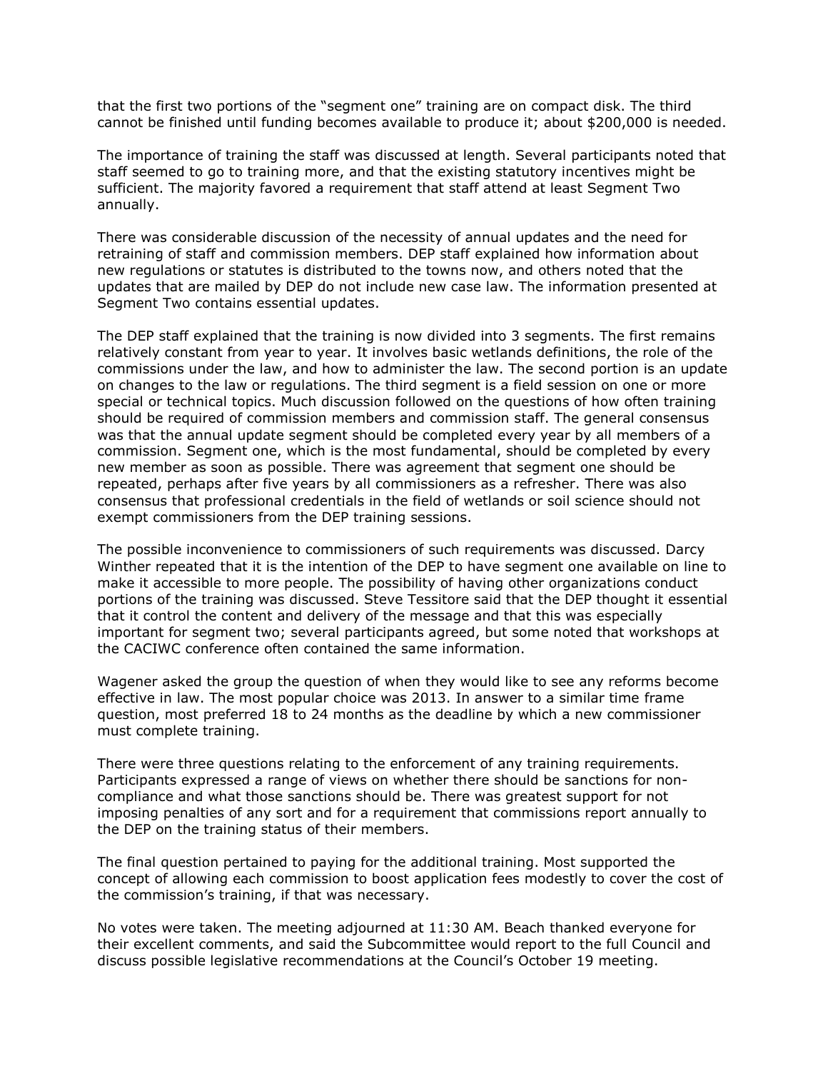that the first two portions of the "segment one" training are on compact disk. The third cannot be finished until funding becomes available to produce it; about $200,000 is needed.

The importance of training the staff was discussed at length. Several participants noted that staff seemed to go to training more, and that the existing statutory incentives might be sufficient. The majority favored a requirement that staff attend at least Segment Two annually.

There was considerable discussion of the necessity of annual updates and the need for retraining of staff and commission members. DEP staff explained how information about new regulations or statutes is distributed to the towns now, and others noted that the updates that are mailed by DEP do not include new case law. The information presented at Segment Two contains essential updates.

The DEP staff explained that the training is now divided into 3 segments. The first remains relatively constant from year to year. It involves basic wetlands definitions, the role of the commissions under the law, and how to administer the law. The second portion is an update on changes to the law or regulations. The third segment is a field session on one or more special or technical topics. Much discussion followed on the questions of how often training should be required of commission members and commission staff. The general consensus was that the annual update segment should be completed every year by all members of a commission. Segment one, which is the most fundamental, should be completed by every new member as soon as possible. There was agreement that segment one should be repeated, perhaps after five years by all commissioners as a refresher. There was also consensus that professional credentials in the field of wetlands or soil science should not exempt commissioners from the DEP training sessions.

The possible inconvenience to commissioners of such requirements was discussed. Darcy Winther repeated that it is the intention of the DEP to have segment one available on line to make it accessible to more people. The possibility of having other organizations conduct portions of the training was discussed. Steve Tessitore said that the DEP thought it essential that it control the content and delivery of the message and that this was especially important for segment two; several participants agreed, but some noted that workshops at the CACIWC conference often contained the same information.

Wagener asked the group the question of when they would like to see any reforms become effective in law. The most popular choice was 2013. In answer to a similar time frame question, most preferred 18 to 24 months as the deadline by which a new commissioner must complete training.

There were three questions relating to the enforcement of any training requirements. Participants expressed a range of views on whether there should be sanctions for non-compliance and what those sanctions should be. There was greatest support for not imposing penalties of any sort and for a requirement that commissions report annually to the DEP on the training status of their members.

The final question pertained to paying for the additional training. Most supported the concept of allowing each commission to boost application fees modestly to cover the cost of the commission's training, if that was necessary.

No votes were taken. The meeting adjourned at 11:30 AM. Beach thanked everyone for their excellent comments, and said the Subcommittee would report to the full Council and discuss possible legislative recommendations at the Council's October 19 meeting.